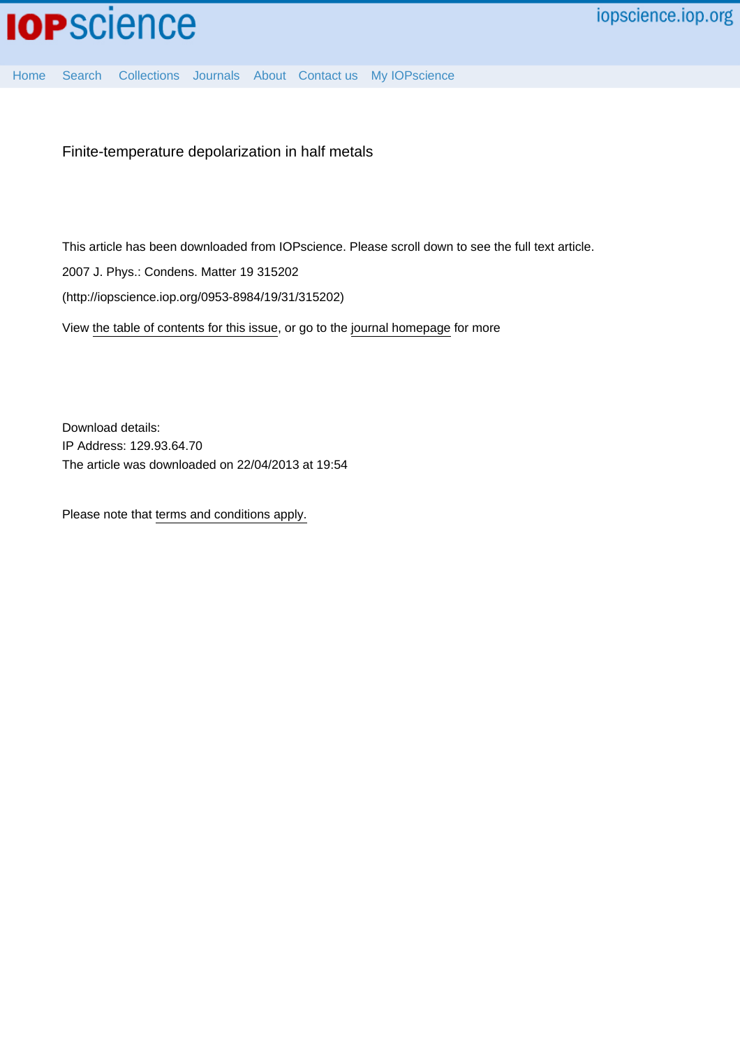Finite-temperature depolarization in half metals

This article has been downloaded from IOPscience. Please scroll down to see the full text article.

2007 J. Phys.: Condens. Matter 19 315202

(http://iopscience.iop.org/0953-8984/19/31/315202)

View the table of contents for this issue, or go to the journal homepage for more

Download details:
IP Address: 129.93.64.70
The article was downloaded on 22/04/2013 at 19:54

Please note that terms and conditions apply.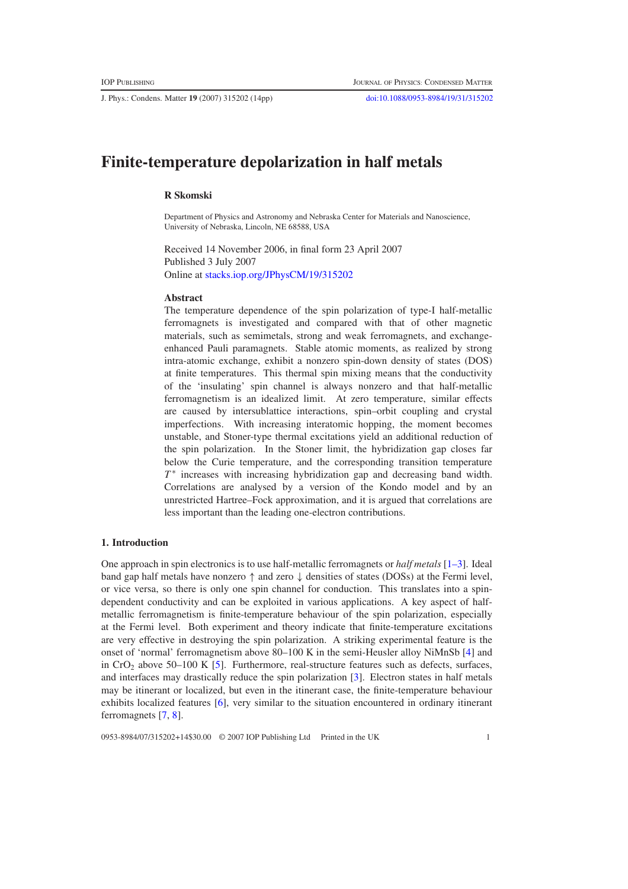# Finite-temperature depolarization in half metals

**R Skomski**

Department of Physics and Astronomy and Nebraska Center for Materials and Nanoscience, University of Nebraska, Lincoln, NE 68588, USA

Received 14 November 2006, in final form 23 April 2007
Published 3 July 2007
Online at stacks.iop.org/JPhysCM/19/315202

### Abstract

The temperature dependence of the spin polarization of type-I half-metallic ferromagnets is investigated and compared with that of other magnetic materials, such as semimetals, strong and weak ferromagnets, and exchange-enhanced Pauli paramagnets. Stable atomic moments, as realized by strong intra-atomic exchange, exhibit a nonzero spin-down density of states (DOS) at finite temperatures. This thermal spin mixing means that the conductivity of the 'insulating' spin channel is always nonzero and that half-metallic ferromagnetism is an idealized limit. At zero temperature, similar effects are caused by intersublattice interactions, spin–orbit coupling and crystal imperfections. With increasing interatomic hopping, the moment becomes unstable, and Stoner-type thermal excitations yield an additional reduction of the spin polarization. In the Stoner limit, the hybridization gap closes far below the Curie temperature, and the corresponding transition temperature $T^*$ increases with increasing hybridization gap and decreasing band width. Correlations are analysed by a version of the Kondo model and by an unrestricted Hartree–Fock approximation, and it is argued that correlations are less important than the leading one-electron contributions.

## 1. Introduction

One approach in spin electronics is to use half-metallic ferromagnets or *half metals* [1–3]. Ideal band gap half metals have nonzero $\uparrow$ and zero $\downarrow$ densities of states (DOSs) at the Fermi level, or vice versa, so there is only one spin channel for conduction. This translates into a spin-dependent conductivity and can be exploited in various applications. A key aspect of half-metallic ferromagnetism is finite-temperature behaviour of the spin polarization, especially at the Fermi level. Both experiment and theory indicate that finite-temperature excitations are very effective in destroying the spin polarization. A striking experimental feature is the onset of 'normal' ferromagnetism above 80–100 K in the semi-Heusler alloy NiMnSb [4] and in $CrO_2$ above 50–100 K [5]. Furthermore, real-structure features such as defects, surfaces, and interfaces may drastically reduce the spin polarization [3]. Electron states in half metals may be itinerant or localized, but even in the itinerant case, the finite-temperature behaviour exhibits localized features [6], very similar to the situation encountered in ordinary itinerant ferromagnets [7, 8].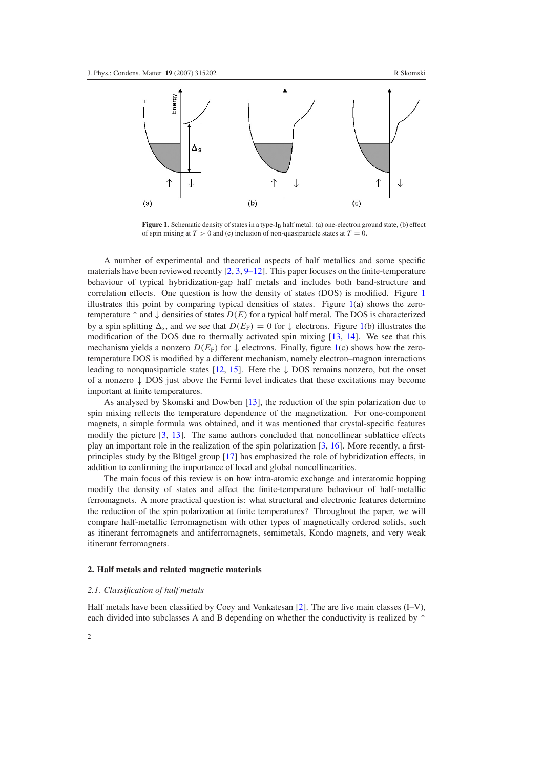**Figure 1.** Schematic density of states in a type-$I_B$ half metal: (a) one-electron ground state, (b) effect of spin mixing at $T > 0$ and (c) inclusion of non-quasiparticle states at $T = 0$.

A number of experimental and theoretical aspects of half metallics and some specific materials have been reviewed recently [2, 3, 9–12]. This paper focuses on the finite-temperature behaviour of typical hybridization-gap half metals and includes both band-structure and correlation effects. One question is how the density of states (DOS) is modified. Figure 1 illustrates this point by comparing typical densities of states. Figure 1(a) shows the zero-temperature ↑ and ↓ densities of states $D(E)$ for a typical half metal. The DOS is characterized by a spin splitting $\Delta_s$, and we see that $D(E_F) = 0$ for ↓ electrons. Figure 1(b) illustrates the modification of the DOS due to thermally activated spin mixing [13, 14]. We see that this mechanism yields a nonzero $D(E_F)$ for ↓ electrons. Finally, figure 1(c) shows how the zero-temperature DOS is modified by a different mechanism, namely electron–magnon interactions leading to nonquasiparticle states [12, 15]. Here the ↓ DOS remains nonzero, but the onset of a nonzero ↓ DOS just above the Fermi level indicates that these excitations may become important at finite temperatures.

As analysed by Skomski and Dowben [13], the reduction of the spin polarization due to spin mixing reflects the temperature dependence of the magnetization. For one-component magnets, a simple formula was obtained, and it was mentioned that crystal-specific features modify the picture [3, 13]. The same authors concluded that noncollinear sublattice effects play an important role in the realization of the spin polarization [3, 16]. More recently, a first-principles study by the Blügel group [17] has emphasized the role of hybridization effects, in addition to confirming the importance of local and global noncollinearities.

The main focus of this review is on how intra-atomic exchange and interatomic hopping modify the density of states and affect the finite-temperature behaviour of half-metallic ferromagnets. A more practical question is: what structural and electronic features determine the reduction of the spin polarization at finite temperatures? Throughout the paper, we will compare half-metallic ferromagnetism with other types of magnetically ordered solids, such as itinerant ferromagnets and antiferromagnets, semimetals, Kondo magnets, and very weak itinerant ferromagnets.

## 2. Half metals and related magnetic materials

### 2.1. Classification of half metals

Half metals have been classified by Coey and Venkatesan [2]. The are five main classes (I–V), each divided into subclasses A and B depending on whether the conductivity is realized by ↑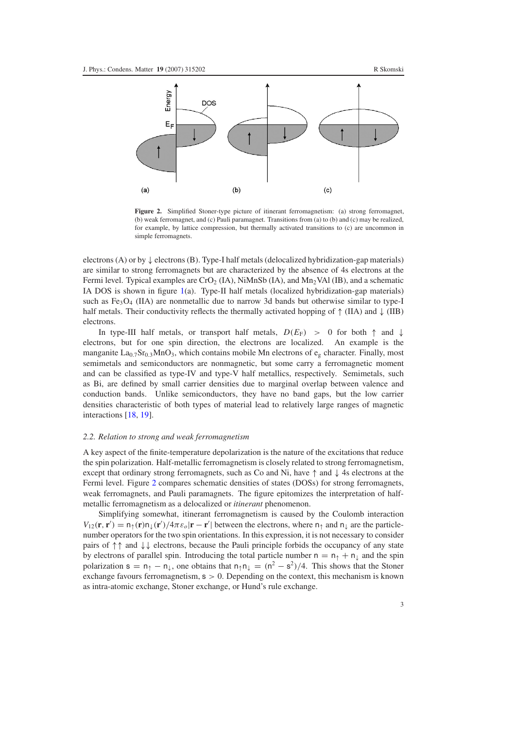**Figure 2.** Simplified Stoner-type picture of itinerant ferromagnetism: (a) strong ferromagnet, (b) weak ferromagnet, and (c) Pauli paramagnet. Transitions from (a) to (b) and (c) may be realized, for example, by lattice compression, but thermally activated transitions to (c) are uncommon in simple ferromagnets.

electrons (A) or by ↓ electrons (B). Type-I half metals (delocalized hybridization-gap materials) are similar to strong ferromagnets but are characterized by the absence of 4s electrons at the Fermi level. Typical examples are $CrO_2$ (IA), NiMnSb (IA), and $Mn_2VAl$ (IB), and a schematic IA DOS is shown in figure 1(a). Type-II half metals (localized hybridization-gap materials) such as $Fe_3O_4$ (IIA) are nonmetallic due to narrow 3d bands but otherwise similar to type-I half metals. Their conductivity reflects the thermally activated hopping of ↑ (IIA) and ↓ (IIB) electrons.

In type-III half metals, or transport half metals, $D(E_F) > 0$ for both ↑ and ↓ electrons, but for one spin direction, the electrons are localized. An example is the manganite $La_{0.7}Sr_{0.3}MnO_3$, which contains mobile Mn electrons of $e_g$ character. Finally, most semimetals and semiconductors are nonmagnetic, but some carry a ferromagnetic moment and can be classified as type-IV and type-V half metallics, respectively. Semimetals, such as Bi, are defined by small carrier densities due to marginal overlap between valence and conduction bands. Unlike semiconductors, they have no band gaps, but the low carrier densities characteristic of both types of material lead to relatively large ranges of magnetic interactions [18, 19].

### *2.2. Relation to strong and weak ferromagnetism*

A key aspect of the finite-temperature depolarization is the nature of the excitations that reduce the spin polarization. Half-metallic ferromagnetism is closely related to strong ferromagnetism, except that ordinary strong ferromagnets, such as Co and Ni, have ↑ and ↓ 4s electrons at the Fermi level. Figure 2 compares schematic densities of states (DOSs) for strong ferromagnets, weak ferromagnets, and Pauli paramagnets. The figure epitomizes the interpretation of half-metallic ferromagnetism as a delocalized or *itinerant* phenomenon.

Simplifying somewhat, itinerant ferromagnetism is caused by the Coulomb interaction $V_{12}(\mathbf{r}, \mathbf{r}') = \mathsf{n}_\uparrow(\mathbf{r})\mathsf{n}_\downarrow(\mathbf{r}')/4\pi\varepsilon_o|\mathbf{r} - \mathbf{r}'|$ between the electrons, where $\mathsf{n}_\uparrow$ and $\mathsf{n}_\downarrow$ are the particle-number operators for the two spin orientations. In this expression, it is not necessary to consider pairs of ↑↑ and ↓↓ electrons, because the Pauli principle forbids the occupancy of any state by electrons of parallel spin. Introducing the total particle number $\mathsf{n} = \mathsf{n}_\uparrow + \mathsf{n}_\downarrow$ and the spin polarization $\mathsf{s} = \mathsf{n}_\uparrow - \mathsf{n}_\downarrow$, one obtains that $\mathsf{n}_\uparrow\mathsf{n}_\downarrow = (\mathsf{n}^2 - \mathsf{s}^2)/4$. This shows that the Stoner exchange favours ferromagnetism, $\mathsf{s} > 0$. Depending on the context, this mechanism is known as intra-atomic exchange, Stoner exchange, or Hund's rule exchange.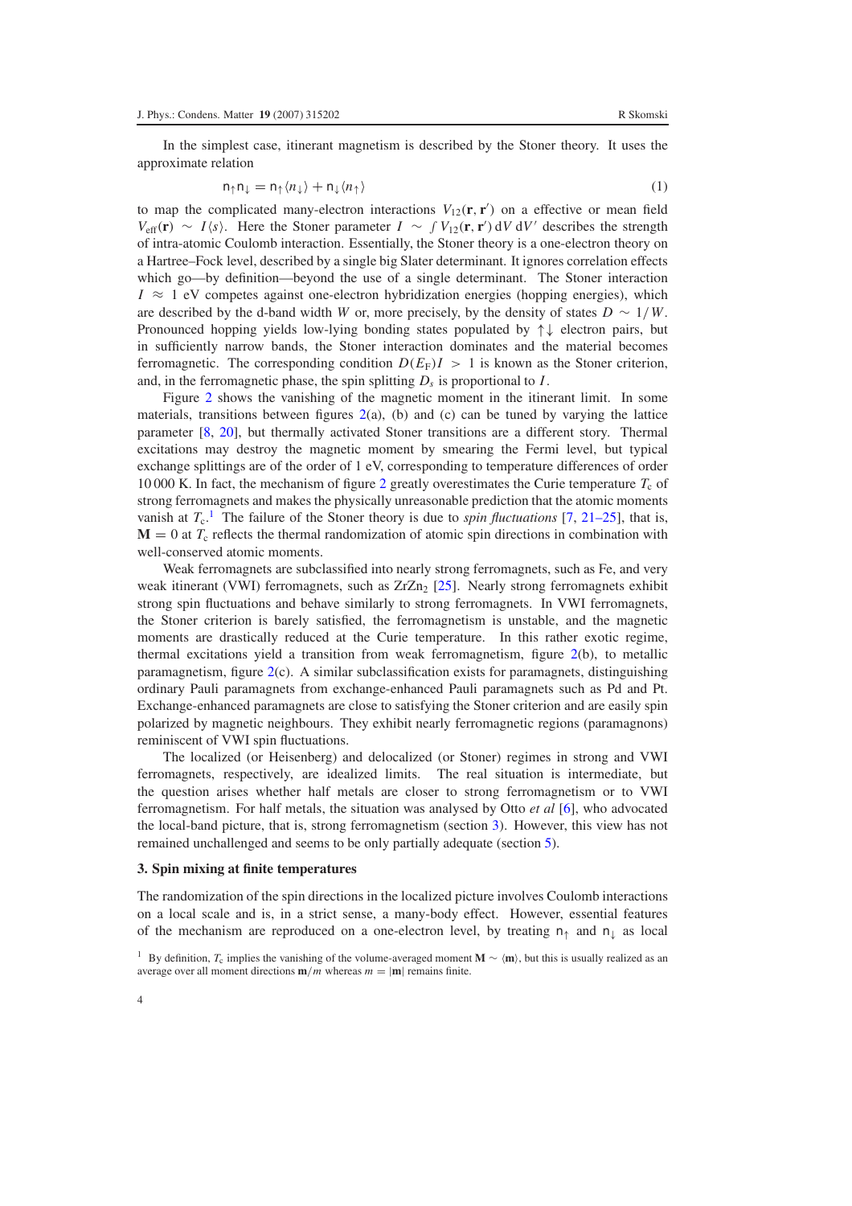In the simplest case, itinerant magnetism is described by the Stoner theory. It uses the approximate relation

$$\mathsf{n}_\uparrow \mathsf{n}_\downarrow = \mathsf{n}_\uparrow \langle n_\downarrow \rangle + \mathsf{n}_\downarrow \langle n_\uparrow \rangle \tag{1}$$

to map the complicated many-electron interactions $V_{12}(\mathbf{r}, \mathbf{r}')$ on a effective or mean field $V_{\text{eff}}(\mathbf{r}) \sim I\langle s \rangle$. Here the Stoner parameter $I \sim \int V_{12}(\mathbf{r}, \mathbf{r}')\,\mathrm{d}V\,\mathrm{d}V'$ describes the strength of intra-atomic Coulomb interaction. Essentially, the Stoner theory is a one-electron theory on a Hartree–Fock level, described by a single big Slater determinant. It ignores correlation effects which go—by definition—beyond the use of a single determinant. The Stoner interaction $I \approx 1$ eV competes against one-electron hybridization energies (hopping energies), which are described by the d-band width $W$ or, more precisely, by the density of states $D \sim 1/W$. Pronounced hopping yields low-lying bonding states populated by $\uparrow\downarrow$ electron pairs, but in sufficiently narrow bands, the Stoner interaction dominates and the material becomes ferromagnetic. The corresponding condition $D(E_\text{F})I > 1$ is known as the Stoner criterion, and, in the ferromagnetic phase, the spin splitting $D_s$ is proportional to $I$.

Figure 2 shows the vanishing of the magnetic moment in the itinerant limit. In some materials, transitions between figures 2(a), (b) and (c) can be tuned by varying the lattice parameter [8, 20], but thermally activated Stoner transitions are a different story. Thermal excitations may destroy the magnetic moment by smearing the Fermi level, but typical exchange splittings are of the order of 1 eV, corresponding to temperature differences of order 10 000 K. In fact, the mechanism of figure 2 greatly overestimates the Curie temperature $T_\text{c}$ of strong ferromagnets and makes the physically unreasonable prediction that the atomic moments vanish at $T_\text{c}$.[1] The failure of the Stoner theory is due to *spin fluctuations* [7, 21–25], that is, $\mathbf{M} = 0$ at $T_\text{c}$ reflects the thermal randomization of atomic spin directions in combination with well-conserved atomic moments.

Weak ferromagnets are subclassified into nearly strong ferromagnets, such as Fe, and very weak itinerant (VWI) ferromagnets, such as $ZrZn_2$ [25]. Nearly strong ferromagnets exhibit strong spin fluctuations and behave similarly to strong ferromagnets. In VWI ferromagnets, the Stoner criterion is barely satisfied, the ferromagnetism is unstable, and the magnetic moments are drastically reduced at the Curie temperature. In this rather exotic regime, thermal excitations yield a transition from weak ferromagnetism, figure 2(b), to metallic paramagnetism, figure 2(c). A similar subclassification exists for paramagnets, distinguishing ordinary Pauli paramagnets from exchange-enhanced Pauli paramagnets such as Pd and Pt. Exchange-enhanced paramagnets are close to satisfying the Stoner criterion and are easily spin polarized by magnetic neighbours. They exhibit nearly ferromagnetic regions (paramagnons) reminiscent of VWI spin fluctuations.

The localized (or Heisenberg) and delocalized (or Stoner) regimes in strong and VWI ferromagnets, respectively, are idealized limits. The real situation is intermediate, but the question arises whether half metals are closer to strong ferromagnetism or to VWI ferromagnetism. For half metals, the situation was analysed by Otto *et al* [6], who advocated the local-band picture, that is, strong ferromagnetism (section 3). However, this view has not remained unchallenged and seems to be only partially adequate (section 5).

## 3. Spin mixing at finite temperatures

The randomization of the spin directions in the localized picture involves Coulomb interactions on a local scale and is, in a strict sense, a many-body effect. However, essential features of the mechanism are reproduced on a one-electron level, by treating $\mathsf{n}_\uparrow$ and $\mathsf{n}_\downarrow$ as local

[1] By definition, $T_\text{c}$ implies the vanishing of the volume-averaged moment $\mathbf{M} \sim \langle \mathbf{m} \rangle$, but this is usually realized as an average over all moment directions $\mathbf{m}/m$ whereas $m = |\mathbf{m}|$ remains finite.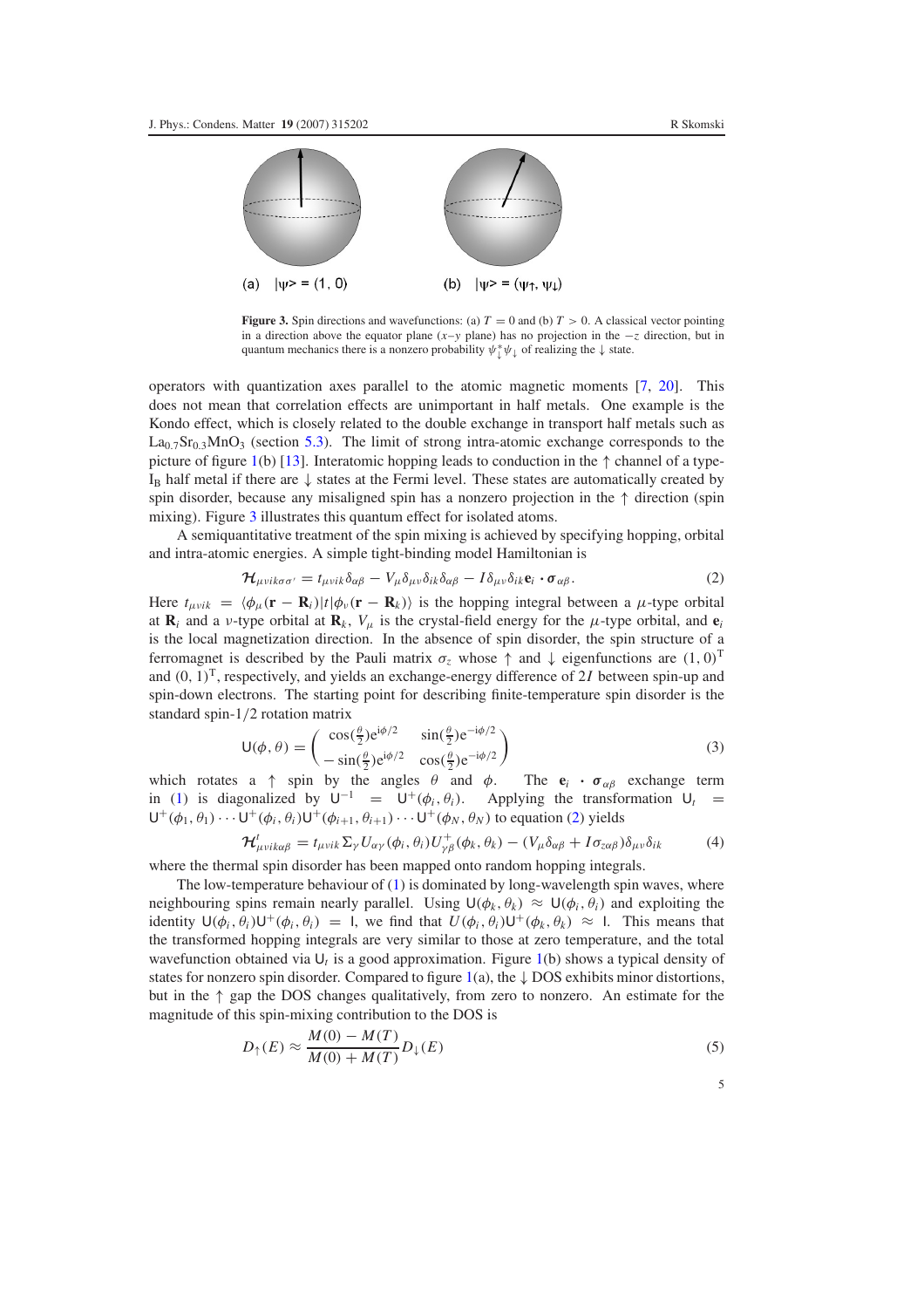(a) $|\psi\rangle = (1, 0)$ (b) $|\psi\rangle = (\psi_\uparrow, \psi_\downarrow)$

**Figure 3.** Spin directions and wavefunctions: (a) $T = 0$ and (b) $T > 0$. A classical vector pointing in a direction above the equator plane ($x$–$y$ plane) has no projection in the $-z$ direction, but in quantum mechanics there is a nonzero probability $\psi_\downarrow^* \psi_\downarrow$ of realizing the ↓ state.

operators with quantization axes parallel to the atomic magnetic moments [7, 20]. This does not mean that correlation effects are unimportant in half metals. One example is the Kondo effect, which is closely related to the double exchange in transport half metals such as $La_{0.7}Sr_{0.3}MnO_3$ (section 5.3). The limit of strong intra-atomic exchange corresponds to the picture of figure 1(b) [13]. Interatomic hopping leads to conduction in the ↑ channel of a type-$I_B$ half metal if there are ↓ states at the Fermi level. These states are automatically created by spin disorder, because any misaligned spin has a nonzero projection in the ↑ direction (spin mixing). Figure 3 illustrates this quantum effect for isolated atoms.

A semiquantitative treatment of the spin mixing is achieved by specifying hopping, orbital and intra-atomic energies. A simple tight-binding model Hamiltonian is

$$\mathcal{H}_{\mu\nu ik\sigma\sigma'} = t_{\mu\nu ik}\delta_{\alpha\beta} - V_\mu \delta_{\mu\nu}\delta_{ik}\delta_{\alpha\beta} - I\delta_{\mu\nu}\delta_{ik}\mathbf{e}_i \cdot \boldsymbol{\sigma}_{\alpha\beta}. \tag{2}$$

Here $t_{\mu\nu ik} = \langle \phi_\mu(\mathbf{r} - \mathbf{R}_i)|t|\phi_\nu(\mathbf{r} - \mathbf{R}_k)\rangle$ is the hopping integral between a $\mu$-type orbital at $\mathbf{R}_i$ and a $\nu$-type orbital at $\mathbf{R}_k$, $V_\mu$ is the crystal-field energy for the $\mu$-type orbital, and $\mathbf{e}_i$ is the local magnetization direction. In the absence of spin disorder, the spin structure of a ferromagnet is described by the Pauli matrix $\sigma_z$ whose ↑ and ↓ eigenfunctions are $(1, 0)^{\mathrm{T}}$ and $(0, 1)^{\mathrm{T}}$, respectively, and yields an exchange-energy difference of $2I$ between spin-up and spin-down electrons. The starting point for describing finite-temperature spin disorder is the standard spin-1/2 rotation matrix

$$\mathsf{U}(\phi, \theta) = \begin{pmatrix} \cos(\frac{\theta}{2})e^{i\phi/2} & \sin(\frac{\theta}{2})e^{-i\phi/2} \\ -\sin(\frac{\theta}{2})e^{i\phi/2} & \cos(\frac{\theta}{2})e^{-i\phi/2} \end{pmatrix} \tag{3}$$

which rotates a ↑ spin by the angles $\theta$ and $\phi$. The $\mathbf{e}_i \cdot \boldsymbol{\sigma}_{\alpha\beta}$ exchange term in (1) is diagonalized by $\mathsf{U}^{-1} = \mathsf{U}^{+}(\phi_i, \theta_i)$. Applying the transformation $\mathsf{U}_t = \mathsf{U}^{+}(\phi_1, \theta_1) \cdots \mathsf{U}^{+}(\phi_i, \theta_i)\mathsf{U}^{+}(\phi_{i+1}, \theta_{i+1}) \cdots \mathsf{U}^{+}(\phi_N, \theta_N)$ to equation (2) yields

$$\mathcal{H}^t_{\mu\nu ik\alpha\beta} = t_{\mu\nu ik}\Sigma_\gamma U_{\alpha\gamma}(\phi_i, \theta_i)U^{+}_{\gamma\beta}(\phi_k, \theta_k) - (V_\mu \delta_{\alpha\beta} + I\sigma_{z\alpha\beta})\delta_{\mu\nu}\delta_{ik} \tag{4}$$

where the thermal spin disorder has been mapped onto random hopping integrals.

The low-temperature behaviour of (1) is dominated by long-wavelength spin waves, where neighbouring spins remain nearly parallel. Using $\mathsf{U}(\phi_k, \theta_k) \approx \mathsf{U}(\phi_i, \theta_i)$ and exploiting the identity $\mathsf{U}(\phi_i, \theta_i)\mathsf{U}^{+}(\phi_i, \theta_i) = \mathsf{I}$, we find that $U(\phi_i, \theta_i)\mathsf{U}^{+}(\phi_k, \theta_k) \approx \mathsf{I}$. This means that the transformed hopping integrals are very similar to those at zero temperature, and the total wavefunction obtained via $\mathsf{U}_t$ is a good approximation. Figure 1(b) shows a typical density of states for nonzero spin disorder. Compared to figure 1(a), the ↓ DOS exhibits minor distortions, but in the ↑ gap the DOS changes qualitatively, from zero to nonzero. An estimate for the magnitude of this spin-mixing contribution to the DOS is

$$D_\uparrow(E) \approx \frac{M(0) - M(T)}{M(0) + M(T)} D_\downarrow(E) \tag{5}$$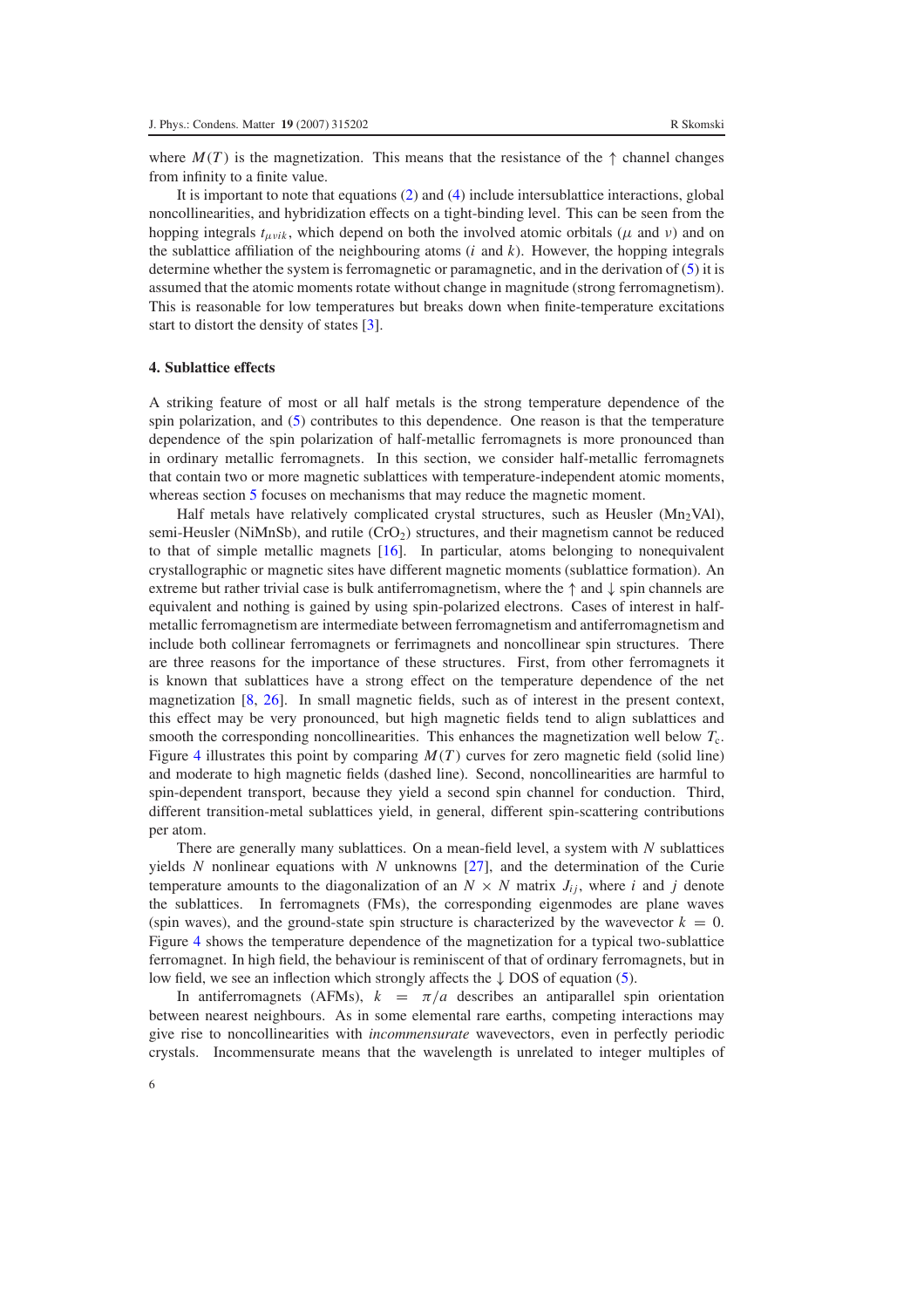where $M(T)$ is the magnetization. This means that the resistance of the $\uparrow$ channel changes from infinity to a finite value.

It is important to note that equations (2) and (4) include intersublattice interactions, global noncollinearities, and hybridization effects on a tight-binding level. This can be seen from the hopping integrals $t_{\mu\nu ik}$, which depend on both the involved atomic orbitals ($\mu$ and $\nu$) and on the sublattice affiliation of the neighbouring atoms ($i$ and $k$). However, the hopping integrals determine whether the system is ferromagnetic or paramagnetic, and in the derivation of (5) it is assumed that the atomic moments rotate without change in magnitude (strong ferromagnetism). This is reasonable for low temperatures but breaks down when finite-temperature excitations start to distort the density of states [3].

## 4. Sublattice effects

A striking feature of most or all half metals is the strong temperature dependence of the spin polarization, and (5) contributes to this dependence. One reason is that the temperature dependence of the spin polarization of half-metallic ferromagnets is more pronounced than in ordinary metallic ferromagnets. In this section, we consider half-metallic ferromagnets that contain two or more magnetic sublattices with temperature-independent atomic moments, whereas section 5 focuses on mechanisms that may reduce the magnetic moment.

Half metals have relatively complicated crystal structures, such as Heusler ($Mn_2VAl$), semi-Heusler (NiMnSb), and rutile ($CrO_2$) structures, and their magnetism cannot be reduced to that of simple metallic magnets [16]. In particular, atoms belonging to nonequivalent crystallographic or magnetic sites have different magnetic moments (sublattice formation). An extreme but rather trivial case is bulk antiferromagnetism, where the $\uparrow$ and $\downarrow$ spin channels are equivalent and nothing is gained by using spin-polarized electrons. Cases of interest in half-metallic ferromagnetism are intermediate between ferromagnetism and antiferromagnetism and include both collinear ferromagnets or ferrimagnets and noncollinear spin structures. There are three reasons for the importance of these structures. First, from other ferromagnets it is known that sublattices have a strong effect on the temperature dependence of the net magnetization [8, 26]. In small magnetic fields, such as of interest in the present context, this effect may be very pronounced, but high magnetic fields tend to align sublattices and smooth the corresponding noncollinearities. This enhances the magnetization well below $T_c$. Figure 4 illustrates this point by comparing $M(T)$ curves for zero magnetic field (solid line) and moderate to high magnetic fields (dashed line). Second, noncollinearities are harmful to spin-dependent transport, because they yield a second spin channel for conduction. Third, different transition-metal sublattices yield, in general, different spin-scattering contributions per atom.

There are generally many sublattices. On a mean-field level, a system with $N$ sublattices yields $N$ nonlinear equations with $N$ unknowns [27], and the determination of the Curie temperature amounts to the diagonalization of an $N \times N$ matrix $J_{ij}$, where $i$ and $j$ denote the sublattices. In ferromagnets (FMs), the corresponding eigenmodes are plane waves (spin waves), and the ground-state spin structure is characterized by the wavevector $k = 0$. Figure 4 shows the temperature dependence of the magnetization for a typical two-sublattice ferromagnet. In high field, the behaviour is reminiscent of that of ordinary ferromagnets, but in low field, we see an inflection which strongly affects the $\downarrow$ DOS of equation (5).

In antiferromagnets (AFMs), $k = \pi/a$ describes an antiparallel spin orientation between nearest neighbours. As in some elemental rare earths, competing interactions may give rise to noncollinearities with *incommensurate* wavevectors, even in perfectly periodic crystals. Incommensurate means that the wavelength is unrelated to integer multiples of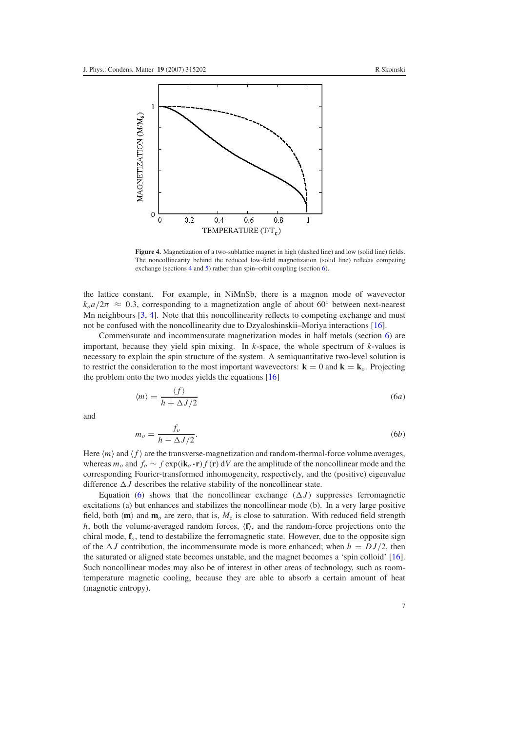**Figure 4.** Magnetization of a two-sublattice magnet in high (dashed line) and low (solid line) fields. The noncollinearity behind the reduced low-field magnetization (solid line) reflects competing exchange (sections 4 and 5) rather than spin–orbit coupling (section 6).

the lattice constant. For example, in NiMnSb, there is a magnon mode of wavevector $k_o a/2\pi \approx 0.3$, corresponding to a magnetization angle of about 60° between next-nearest Mn neighbours [3, 4]. Note that this noncollinearity reflects to competing exchange and must not be confused with the noncollinearity due to Dzyaloshinskii–Moriya interactions [16].

Commensurate and incommensurate magnetization modes in half metals (section 6) are important, because they yield spin mixing. In $k$-space, the whole spectrum of $k$-values is necessary to explain the spin structure of the system. A semiquantitative two-level solution is to restrict the consideration to the most important wavevectors: $\mathbf{k} = 0$ and $\mathbf{k} = \mathbf{k}_o$. Projecting the problem onto the two modes yields the equations [16]

$$\langle m \rangle = \frac{\langle f \rangle}{h + \Delta J/2} \tag{6a}$$

and

$$m_o = \frac{f_o}{h - \Delta J/2}. \tag{6b}$$

Here $\langle m \rangle$ and $\langle f \rangle$ are the transverse-magnetization and random-thermal-force volume averages, whereas $m_o$ and $f_o \sim \int \exp(\mathrm{i}\mathbf{k}_o \cdot \mathbf{r}) f(\mathbf{r})\, \mathrm{d}V$ are the amplitude of the noncollinear mode and the corresponding Fourier-transformed inhomogeneity, respectively, and the (positive) eigenvalue difference $\Delta J$ describes the relative stability of the noncollinear state.

Equation (6) shows that the noncollinear exchange ($\Delta J$) suppresses ferromagnetic excitations (a) but enhances and stabilizes the noncollinear mode (b). In a very large positive field, both $\langle \mathbf{m} \rangle$ and $\mathbf{m}_o$ are zero, that is, $M_z$ is close to saturation. With reduced field strength $h$, both the volume-averaged random forces, $\langle \mathbf{f} \rangle$, and the random-force projections onto the chiral mode, $\mathbf{f}_o$, tend to destabilize the ferromagnetic state. However, due to the opposite sign of the $\Delta J$ contribution, the incommensurate mode is more enhanced; when $h = DJ/2$, then the saturated or aligned state becomes unstable, and the magnet becomes a 'spin colloid' [16]. Such noncollinear modes may also be of interest in other areas of technology, such as room-temperature magnetic cooling, because they are able to absorb a certain amount of heat (magnetic entropy).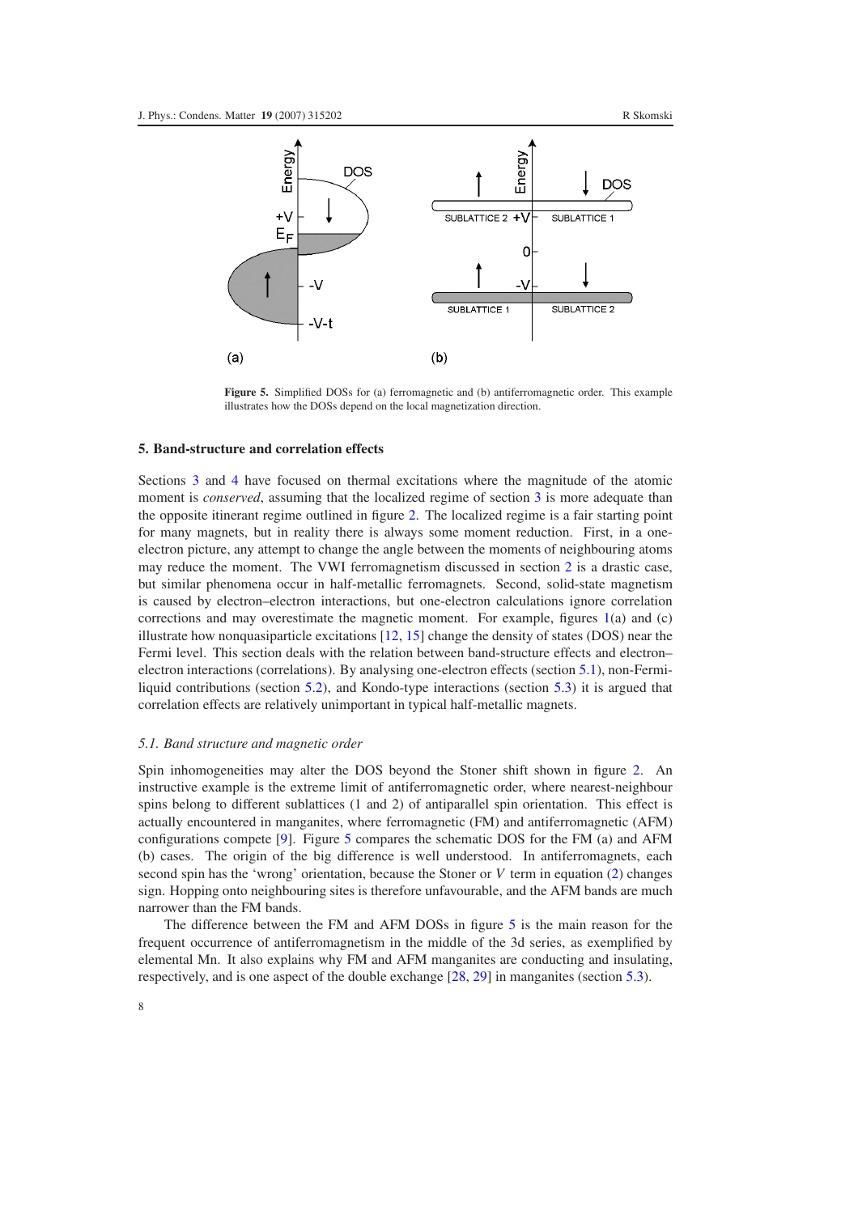**Figure 5.** Simplified DOSs for (a) ferromagnetic and (b) antiferromagnetic order. This example illustrates how the DOSs depend on the local magnetization direction.

## 5. Band-structure and correlation effects

Sections 3 and 4 have focused on thermal excitations where the magnitude of the atomic moment is *conserved*, assuming that the localized regime of section 3 is more adequate than the opposite itinerant regime outlined in figure 2. The localized regime is a fair starting point for many magnets, but in reality there is always some moment reduction. First, in a one-electron picture, any attempt to change the angle between the moments of neighbouring atoms may reduce the moment. The VWI ferromagnetism discussed in section 2 is a drastic case, but similar phenomena occur in half-metallic ferromagnets. Second, solid-state magnetism is caused by electron–electron interactions, but one-electron calculations ignore correlation corrections and may overestimate the magnetic moment. For example, figures 1(a) and (c) illustrate how nonquasiparticle excitations [12, 15] change the density of states (DOS) near the Fermi level. This section deals with the relation between band-structure effects and electron–electron interactions (correlations). By analysing one-electron effects (section 5.1), non-Fermi-liquid contributions (section 5.2), and Kondo-type interactions (section 5.3) it is argued that correlation effects are relatively unimportant in typical half-metallic magnets.

### *5.1. Band structure and magnetic order*

Spin inhomogeneities may alter the DOS beyond the Stoner shift shown in figure 2. An instructive example is the extreme limit of antiferromagnetic order, where nearest-neighbour spins belong to different sublattices (1 and 2) of antiparallel spin orientation. This effect is actually encountered in manganites, where ferromagnetic (FM) and antiferromagnetic (AFM) configurations compete [9]. Figure 5 compares the schematic DOS for the FM (a) and AFM (b) cases. The origin of the big difference is well understood. In antiferromagnets, each second spin has the 'wrong' orientation, because the Stoner or $V$ term in equation (2) changes sign. Hopping onto neighbouring sites is therefore unfavourable, and the AFM bands are much narrower than the FM bands.

The difference between the FM and AFM DOSs in figure 5 is the main reason for the frequent occurrence of antiferromagnetism in the middle of the 3d series, as exemplified by elemental Mn. It also explains why FM and AFM manganites are conducting and insulating, respectively, and is one aspect of the double exchange [28, 29] in manganites (section 5.3).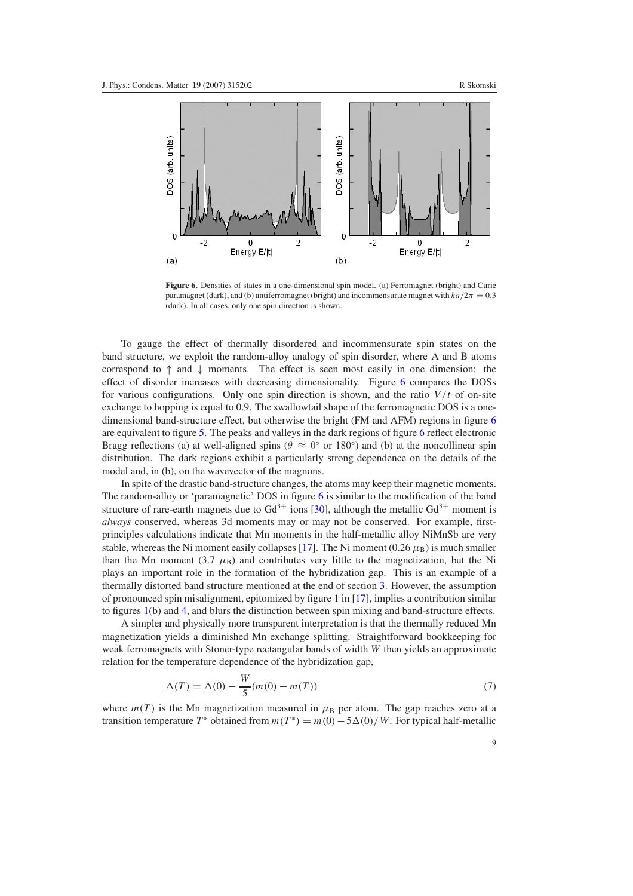**Figure 6.** Densities of states in a one-dimensional spin model. (a) Ferromagnet (bright) and Curie paramagnet (dark), and (b) antiferromagnet (bright) and incommensurate magnet with $ka/2\pi = 0.3$ (dark). In all cases, only one spin direction is shown.

To gauge the effect of thermally disordered and incommensurate spin states on the band structure, we exploit the random-alloy analogy of spin disorder, where A and B atoms correspond to ↑ and ↓ moments. The effect is seen most easily in one dimension: the effect of disorder increases with decreasing dimensionality. Figure 6 compares the DOSs for various configurations. Only one spin direction is shown, and the ratio $V/t$ of on-site exchange to hopping is equal to 0.9. The swallowtail shape of the ferromagnetic DOS is a one-dimensional band-structure effect, but otherwise the bright (FM and AFM) regions in figure 6 are equivalent to figure 5. The peaks and valleys in the dark regions of figure 6 reflect electronic Bragg reflections (a) at well-aligned spins ($\theta \approx 0°$ or $180°$) and (b) at the noncollinear spin distribution. The dark regions exhibit a particularly strong dependence on the details of the model and, in (b), on the wavevector of the magnons.

In spite of the drastic band-structure changes, the atoms may keep their magnetic moments. The random-alloy or 'paramagnetic' DOS in figure 6 is similar to the modification of the band structure of rare-earth magnets due to $Gd^{3+}$ ions [30], although the metallic $Gd^{3+}$ moment is *always* conserved, whereas 3d moments may or may not be conserved. For example, first-principles calculations indicate that Mn moments in the half-metallic alloy NiMnSb are very stable, whereas the Ni moment easily collapses [17]. The Ni moment ($0.26\ \mu_B$) is much smaller than the Mn moment ($3.7\ \mu_B$) and contributes very little to the magnetization, but the Ni plays an important role in the formation of the hybridization gap. This is an example of a thermally distorted band structure mentioned at the end of section 3. However, the assumption of pronounced spin misalignment, epitomized by figure 1 in [17], implies a contribution similar to figures 1(b) and 4, and blurs the distinction between spin mixing and band-structure effects.

A simpler and physically more transparent interpretation is that the thermally reduced Mn magnetization yields a diminished Mn exchange splitting. Straightforward bookkeeping for weak ferromagnets with Stoner-type rectangular bands of width $W$ then yields an approximate relation for the temperature dependence of the hybridization gap,

$$\Delta(T) = \Delta(0) - \frac{W}{5}(m(0) - m(T)) \tag{7}$$

where $m(T)$ is the Mn magnetization measured in $\mu_B$ per atom. The gap reaches zero at a transition temperature $T^*$ obtained from $m(T^*) = m(0) - 5\Delta(0)/W$. For typical half-metallic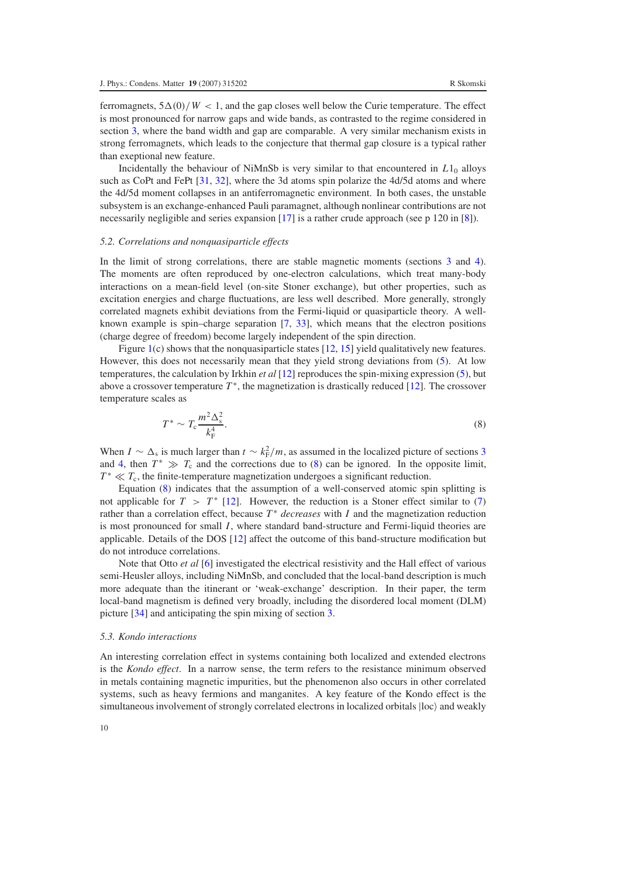ferromagnets, $5\Delta(0)/W < 1$, and the gap closes well below the Curie temperature. The effect is most pronounced for narrow gaps and wide bands, as contrasted to the regime considered in section 3, where the band width and gap are comparable. A very similar mechanism exists in strong ferromagnets, which leads to the conjecture that thermal gap closure is a typical rather than exeptional new feature.

Incidentally the behaviour of NiMnSb is very similar to that encountered in $L1_0$ alloys such as CoPt and FePt [31, 32], where the 3d atoms spin polarize the 4d/5d atoms and where the 4d/5d moment collapses in an antiferromagnetic environment. In both cases, the unstable subsystem is an exchange-enhanced Pauli paramagnet, although nonlinear contributions are not necessarily negligible and series expansion [17] is a rather crude approach (see p 120 in [8]).

### 5.2. Correlations and nonquasiparticle effects

In the limit of strong correlations, there are stable magnetic moments (sections 3 and 4). The moments are often reproduced by one-electron calculations, which treat many-body interactions on a mean-field level (on-site Stoner exchange), but other properties, such as excitation energies and charge fluctuations, are less well described. More generally, strongly correlated magnets exhibit deviations from the Fermi-liquid or quasiparticle theory. A well-known example is spin–charge separation [7, 33], which means that the electron positions (charge degree of freedom) become largely independent of the spin direction.

Figure 1(c) shows that the nonquasiparticle states [12, 15] yield qualitatively new features. However, this does not necessarily mean that they yield strong deviations from (5). At low temperatures, the calculation by Irkhin *et al* [12] reproduces the spin-mixing expression (5), but above a crossover temperature $T^*$, the magnetization is drastically reduced [12]. The crossover temperature scales as

$$T^* \sim T_c \frac{m^2 \Delta_s^2}{k_F^4}. \tag{8}$$

When $I \sim \Delta_s$ is much larger than $t \sim k_F^2/m$, as assumed in the localized picture of sections 3 and 4, then $T^* \gg T_c$ and the corrections due to (8) can be ignored. In the opposite limit, $T^* \ll T_c$, the finite-temperature magnetization undergoes a significant reduction.

Equation (8) indicates that the assumption of a well-conserved atomic spin splitting is not applicable for $T > T^*$ [12]. However, the reduction is a Stoner effect similar to (7) rather than a correlation effect, because $T^*$ *decreases* with $I$ and the magnetization reduction is most pronounced for small $I$, where standard band-structure and Fermi-liquid theories are applicable. Details of the DOS [12] affect the outcome of this band-structure modification but do not introduce correlations.

Note that Otto *et al* [6] investigated the electrical resistivity and the Hall effect of various semi-Heusler alloys, including NiMnSb, and concluded that the local-band description is much more adequate than the itinerant or 'weak-exchange' description. In their paper, the term local-band magnetism is defined very broadly, including the disordered local moment (DLM) picture [34] and anticipating the spin mixing of section 3.

### 5.3. Kondo interactions

An interesting correlation effect in systems containing both localized and extended electrons is the *Kondo effect*. In a narrow sense, the term refers to the resistance minimum observed in metals containing magnetic impurities, but the phenomenon also occurs in other correlated systems, such as heavy fermions and manganites. A key feature of the Kondo effect is the simultaneous involvement of strongly correlated electrons in localized orbitals $|\text{loc}\rangle$ and weakly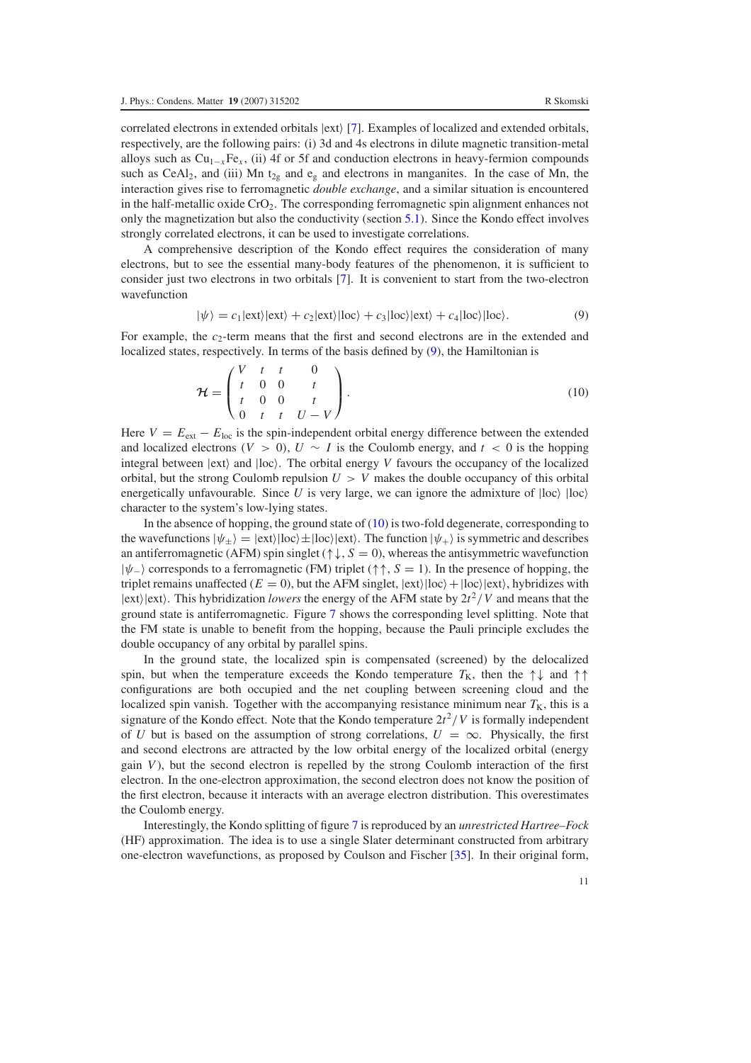correlated electrons in extended orbitals |ext⟩ [7]. Examples of localized and extended orbitals, respectively, are the following pairs: (i) 3d and 4s electrons in dilute magnetic transition-metal alloys such as $Cu_{1-x}Fe_x$, (ii) 4f or 5f and conduction electrons in heavy-fermion compounds such as $CeAl_2$, and (iii) Mn $t_{2g}$ and $e_g$ and electrons in manganites. In the case of Mn, the interaction gives rise to ferromagnetic *double exchange*, and a similar situation is encountered in the half-metallic oxide $CrO_2$. The corresponding ferromagnetic spin alignment enhances not only the magnetization but also the conductivity (section 5.1). Since the Kondo effect involves strongly correlated electrons, it can be used to investigate correlations.

A comprehensive description of the Kondo effect requires the consideration of many electrons, but to see the essential many-body features of the phenomenon, it is sufficient to consider just two electrons in two orbitals [7]. It is convenient to start from the two-electron wavefunction

$$|\psi\rangle = c_1|\text{ext}\rangle|\text{ext}\rangle + c_2|\text{ext}\rangle|\text{loc}\rangle + c_3|\text{loc}\rangle|\text{ext}\rangle + c_4|\text{loc}\rangle|\text{loc}\rangle. \tag{9}$$

For example, the $c_2$-term means that the first and second electrons are in the extended and localized states, respectively. In terms of the basis defined by (9), the Hamiltonian is

$$\mathcal{H} = \begin{pmatrix} V & t & t & 0 \\ t & 0 & 0 & t \\ t & 0 & 0 & t \\ 0 & t & t & U-V \end{pmatrix}. \tag{10}$$

Here $V = E_{\text{ext}} - E_{\text{loc}}$ is the spin-independent orbital energy difference between the extended and localized electrons ($V > 0$), $U \sim I$ is the Coulomb energy, and $t < 0$ is the hopping integral between |ext⟩ and |loc⟩. The orbital energy $V$ favours the occupancy of the localized orbital, but the strong Coulomb repulsion $U > V$ makes the double occupancy of this orbital energetically unfavourable. Since $U$ is very large, we can ignore the admixture of |loc⟩ |loc⟩ character to the system's low-lying states.

In the absence of hopping, the ground state of (10) is two-fold degenerate, corresponding to the wavefunctions $|\psi_\pm\rangle = |\text{ext}\rangle|\text{loc}\rangle \pm |\text{loc}\rangle|\text{ext}\rangle$. The function $|\psi_+\rangle$ is symmetric and describes an antiferromagnetic (AFM) spin singlet ($\uparrow\downarrow$, $S = 0$), whereas the antisymmetric wavefunction $|\psi_-\rangle$ corresponds to a ferromagnetic (FM) triplet ($\uparrow\uparrow$, $S = 1$). In the presence of hopping, the triplet remains unaffected ($E = 0$), but the AFM singlet, |ext⟩|loc⟩ + |loc⟩|ext⟩, hybridizes with |ext⟩|ext⟩. This hybridization *lowers* the energy of the AFM state by $2t^2/V$ and means that the ground state is antiferromagnetic. Figure 7 shows the corresponding level splitting. Note that the FM state is unable to benefit from the hopping, because the Pauli principle excludes the double occupancy of any orbital by parallel spins.

In the ground state, the localized spin is compensated (screened) by the delocalized spin, but when the temperature exceeds the Kondo temperature $T_K$, then the $\uparrow\downarrow$ and $\uparrow\uparrow$ configurations are both occupied and the net coupling between screening cloud and the localized spin vanish. Together with the accompanying resistance minimum near $T_K$, this is a signature of the Kondo effect. Note that the Kondo temperature $2t^2/V$ is formally independent of $U$ but is based on the assumption of strong correlations, $U = \infty$. Physically, the first and second electrons are attracted by the low orbital energy of the localized orbital (energy gain $V$), but the second electron is repelled by the strong Coulomb interaction of the first electron. In the one-electron approximation, the second electron does not know the position of the first electron, because it interacts with an average electron distribution. This overestimates the Coulomb energy.

Interestingly, the Kondo splitting of figure 7 is reproduced by an *unrestricted Hartree–Fock* (HF) approximation. The idea is to use a single Slater determinant constructed from arbitrary one-electron wavefunctions, as proposed by Coulson and Fischer [35]. In their original form,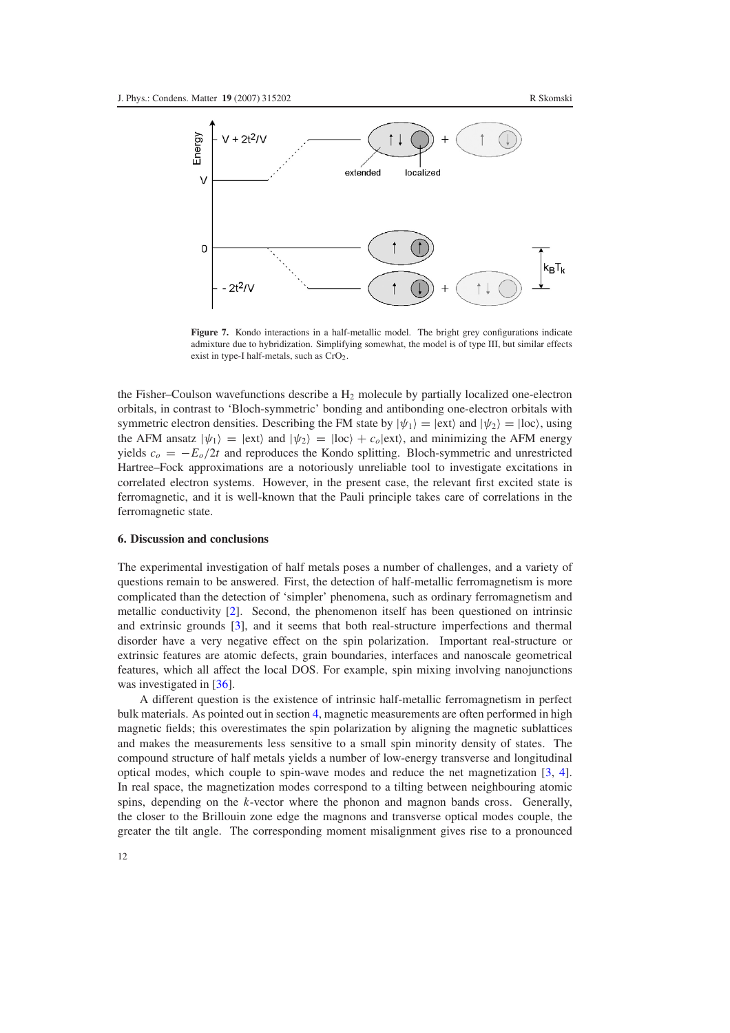**Figure 7.** Kondo interactions in a half-metallic model. The bright grey configurations indicate admixture due to hybridization. Simplifying somewhat, the model is of type III, but similar effects exist in type-I half-metals, such as $CrO_2$.

the Fisher–Coulson wavefunctions describe a $H_2$ molecule by partially localized one-electron orbitals, in contrast to 'Bloch-symmetric' bonding and antibonding one-electron orbitals with symmetric electron densities. Describing the FM state by $|\psi_1\rangle = |\text{ext}\rangle$ and $|\psi_2\rangle = |\text{loc}\rangle$, using the AFM ansatz $|\psi_1\rangle = |\text{ext}\rangle$ and $|\psi_2\rangle = |\text{loc}\rangle + c_o|\text{ext}\rangle$, and minimizing the AFM energy yields $c_o = -E_o/2t$ and reproduces the Kondo splitting. Bloch-symmetric and unrestricted Hartree–Fock approximations are a notoriously unreliable tool to investigate excitations in correlated electron systems. However, in the present case, the relevant first excited state is ferromagnetic, and it is well-known that the Pauli principle takes care of correlations in the ferromagnetic state.

## 6. Discussion and conclusions

The experimental investigation of half metals poses a number of challenges, and a variety of questions remain to be answered. First, the detection of half-metallic ferromagnetism is more complicated than the detection of 'simpler' phenomena, such as ordinary ferromagnetism and metallic conductivity [2]. Second, the phenomenon itself has been questioned on intrinsic and extrinsic grounds [3], and it seems that both real-structure imperfections and thermal disorder have a very negative effect on the spin polarization. Important real-structure or extrinsic features are atomic defects, grain boundaries, interfaces and nanoscale geometrical features, which all affect the local DOS. For example, spin mixing involving nanojunctions was investigated in [36].

A different question is the existence of intrinsic half-metallic ferromagnetism in perfect bulk materials. As pointed out in section 4, magnetic measurements are often performed in high magnetic fields; this overestimates the spin polarization by aligning the magnetic sublattices and makes the measurements less sensitive to a small spin minority density of states. The compound structure of half metals yields a number of low-energy transverse and longitudinal optical modes, which couple to spin-wave modes and reduce the net magnetization [3, 4]. In real space, the magnetization modes correspond to a tilting between neighbouring atomic spins, depending on the $k$-vector where the phonon and magnon bands cross. Generally, the closer to the Brillouin zone edge the magnons and transverse optical modes couple, the greater the tilt angle. The corresponding moment misalignment gives rise to a pronounced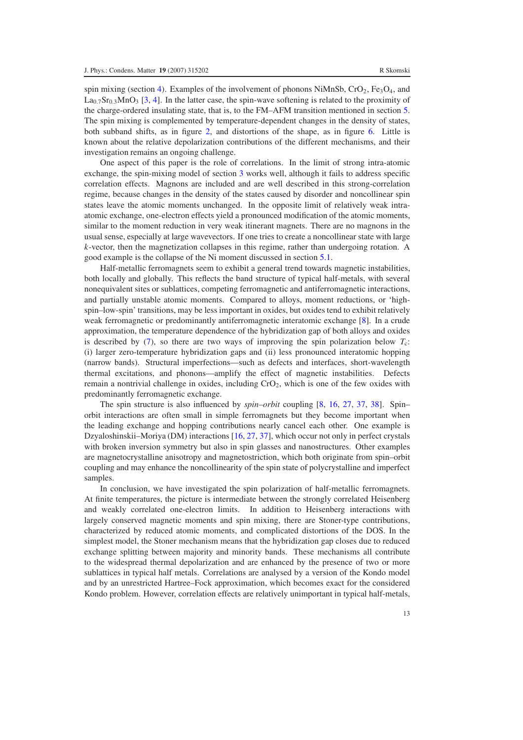spin mixing (section 4). Examples of the involvement of phonons NiMnSb, $CrO_2$, $Fe_3O_4$, and $La_{0.7}Sr_{0.3}MnO_3$ [3, 4]. In the latter case, the spin-wave softening is related to the proximity of the charge-ordered insulating state, that is, to the FM–AFM transition mentioned in section 5. The spin mixing is complemented by temperature-dependent changes in the density of states, both subband shifts, as in figure 2, and distortions of the shape, as in figure 6. Little is known about the relative depolarization contributions of the different mechanisms, and their investigation remains an ongoing challenge.

One aspect of this paper is the role of correlations. In the limit of strong intra-atomic exchange, the spin-mixing model of section 3 works well, although it fails to address specific correlation effects. Magnons are included and are well described in this strong-correlation regime, because changes in the density of the states caused by disorder and noncollinear spin states leave the atomic moments unchanged. In the opposite limit of relatively weak intra-atomic exchange, one-electron effects yield a pronounced modification of the atomic moments, similar to the moment reduction in very weak itinerant magnets. There are no magnons in the usual sense, especially at large wavevectors. If one tries to create a noncollinear state with large $k$-vector, then the magnetization collapses in this regime, rather than undergoing rotation. A good example is the collapse of the Ni moment discussed in section 5.1.

Half-metallic ferromagnets seem to exhibit a general trend towards magnetic instabilities, both locally and globally. This reflects the band structure of typical half-metals, with several nonequivalent sites or sublattices, competing ferromagnetic and antiferromagnetic interactions, and partially unstable atomic moments. Compared to alloys, moment reductions, or 'high-spin–low-spin' transitions, may be less important in oxides, but oxides tend to exhibit relatively weak ferromagnetic or predominantly antiferromagnetic interatomic exchange [8]. In a crude approximation, the temperature dependence of the hybridization gap of both alloys and oxides is described by (7), so there are two ways of improving the spin polarization below $T_c$: (i) larger zero-temperature hybridization gaps and (ii) less pronounced interatomic hopping (narrow bands). Structural imperfections—such as defects and interfaces, short-wavelength thermal excitations, and phonons—amplify the effect of magnetic instabilities. Defects remain a nontrivial challenge in oxides, including $CrO_2$, which is one of the few oxides with predominantly ferromagnetic exchange.

The spin structure is also influenced by *spin–orbit* coupling [8, 16, 27, 37, 38]. Spin–orbit interactions are often small in simple ferromagnets but they become important when the leading exchange and hopping contributions nearly cancel each other. One example is Dzyaloshinskii–Moriya (DM) interactions [16, 27, 37], which occur not only in perfect crystals with broken inversion symmetry but also in spin glasses and nanostructures. Other examples are magnetocrystalline anisotropy and magnetostriction, which both originate from spin–orbit coupling and may enhance the noncollinearity of the spin state of polycrystalline and imperfect samples.

In conclusion, we have investigated the spin polarization of half-metallic ferromagnets. At finite temperatures, the picture is intermediate between the strongly correlated Heisenberg and weakly correlated one-electron limits. In addition to Heisenberg interactions with largely conserved magnetic moments and spin mixing, there are Stoner-type contributions, characterized by reduced atomic moments, and complicated distortions of the DOS. In the simplest model, the Stoner mechanism means that the hybridization gap closes due to reduced exchange splitting between majority and minority bands. These mechanisms all contribute to the widespread thermal depolarization and are enhanced by the presence of two or more sublattices in typical half metals. Correlations are analysed by a version of the Kondo model and by an unrestricted Hartree–Fock approximation, which becomes exact for the considered Kondo problem. However, correlation effects are relatively unimportant in typical half-metals,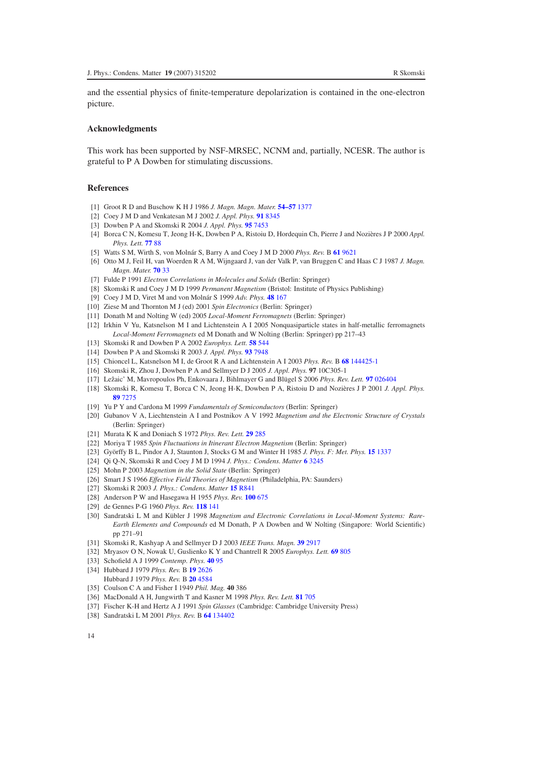and the essential physics of finite-temperature depolarization is contained in the one-electron picture.

## Acknowledgments

This work has been supported by NSF-MRSEC, NCNM and, partially, NCESR. The author is grateful to P A Dowben for stimulating discussions.

## References

[1] Groot R D and Buschow K H J 1986 *J. Magn. Magn. Mater.* **54–57** 1377

[2] Coey J M D and Venkatesan M J 2002 *J. Appl. Phys.* **91** 8345

[3] Dowben P A and Skomski R 2004 *J. Appl. Phys.* **95** 7453

[4] Borca C N, Komesu T, Jeong H-K, Dowben P A, Ristoiu D, Hordequin Ch, Pierre J and Nozières J P 2000 *Appl. Phys. Lett.* **77** 88

[5] Watts S M, Wirth S, von Molnár S, Barry A and Coey J M D 2000 *Phys. Rev.* B **61** 9621

[6] Otto M J, Feil H, van Woerden R A M, Wijngaard J, van der Valk P, van Bruggen C and Haas C J 1987 *J. Magn. Magn. Mater.* **70** 33

[7] Fulde P 1991 *Electron Correlations in Molecules and Solids* (Berlin: Springer)

[8] Skomski R and Coey J M D 1999 *Permanent Magnetism* (Bristol: Institute of Physics Publishing)

[9] Coey J M D, Viret M and von Molnár S 1999 *Adv. Phys.* **48** 167

[10] Ziese M and Thornton M J (ed) 2001 *Spin Electronics* (Berlin: Springer)

[11] Donath M and Nolting W (ed) 2005 *Local-Moment Ferromagnets* (Berlin: Springer)

[12] Irkhin V Yu, Katsnelson M I and Lichtenstein A I 2005 Nonquasiparticle states in half-metallic ferromagnets *Local-Moment Ferromagnets* ed M Donath and W Nolting (Berlin: Springer) pp 217–43

[13] Skomski R and Dowben P A 2002 *Europhys. Lett.* **58** 544

[14] Dowben P A and Skomski R 2003 *J. Appl. Phys.* **93** 7948

[15] Chioncel L, Katsnelson M I, de Groot R A and Lichtenstein A I 2003 *Phys. Rev.* B **68** 144425-1

[16] Skomski R, Zhou J, Dowben P A and Sellmyer D J 2005 *J. Appl. Phys.* **97** 10C305-1

[17] Ležaic' M, Mavropoulos Ph, Enkovaara J, Bihlmayer G and Blügel S 2006 *Phys. Rev. Lett.* **97** 026404

[18] Skomski R, Komesu T, Borca C N, Jeong H-K, Dowben P A, Ristoiu D and Nozières J P 2001 *J. Appl. Phys.* **89** 7275

[19] Yu P Y and Cardona M 1999 *Fundamentals of Semiconductors* (Berlin: Springer)

[20] Gubanov V A, Liechtenstein A I and Postnikov A V 1992 *Magnetism and the Electronic Structure of Crystals* (Berlin: Springer)

[21] Murata K K and Doniach S 1972 *Phys. Rev. Lett.* **29** 285

[22] Moriya T 1985 *Spin Fluctuations in Itinerant Electron Magnetism* (Berlin: Springer)

[23] Györffy B L, Pindor A J, Staunton J, Stocks G M and Winter H 1985 *J. Phys. F: Met. Phys.* **15** 1337

[24] Qi Q-N, Skomski R and Coey J M D 1994 *J. Phys.: Condens. Matter* **6** 3245

[25] Mohn P 2003 *Magnetism in the Solid State* (Berlin: Springer)

[26] Smart J S 1966 *Effective Field Theories of Magnetism* (Philadelphia, PA: Saunders)

[27] Skomski R 2003 *J. Phys.: Condens. Matter* **15** R841

[28] Anderson P W and Hasegawa H 1955 *Phys. Rev.* **100** 675

[29] de Gennes P-G 1960 *Phys. Rev.* **118** 141

[30] Sandratski L M and Kübler J 1998 *Magnetism and Electronic Correlations in Local-Moment Systems: Rare-Earth Elements and Compounds* ed M Donath, P A Dowben and W Nolting (Singapore: World Scientific) pp 271–91

[31] Skomski R, Kashyap A and Sellmyer D J 2003 *IEEE Trans. Magn.* **39** 2917

[32] Mryasov O N, Nowak U, Guslienko K Y and Chantrell R 2005 *Europhys. Lett.* **69** 805

[33] Schofield A J 1999 *Contemp. Phys.* **40** 95

[34] Hubbard J 1979 *Phys. Rev.* B **19** 2626
Hubbard J 1979 *Phys. Rev.* B **20** 4584

[35] Coulson C A and Fisher I 1949 *Phil. Mag.* **40** 386

[36] MacDonald A H, Jungwirth T and Kasner M 1998 *Phys. Rev. Lett.* **81** 705

[37] Fischer K-H and Hertz A J 1991 *Spin Glasses* (Cambridge: Cambridge University Press)

[38] Sandratski L M 2001 *Phys. Rev.* B **64** 134402